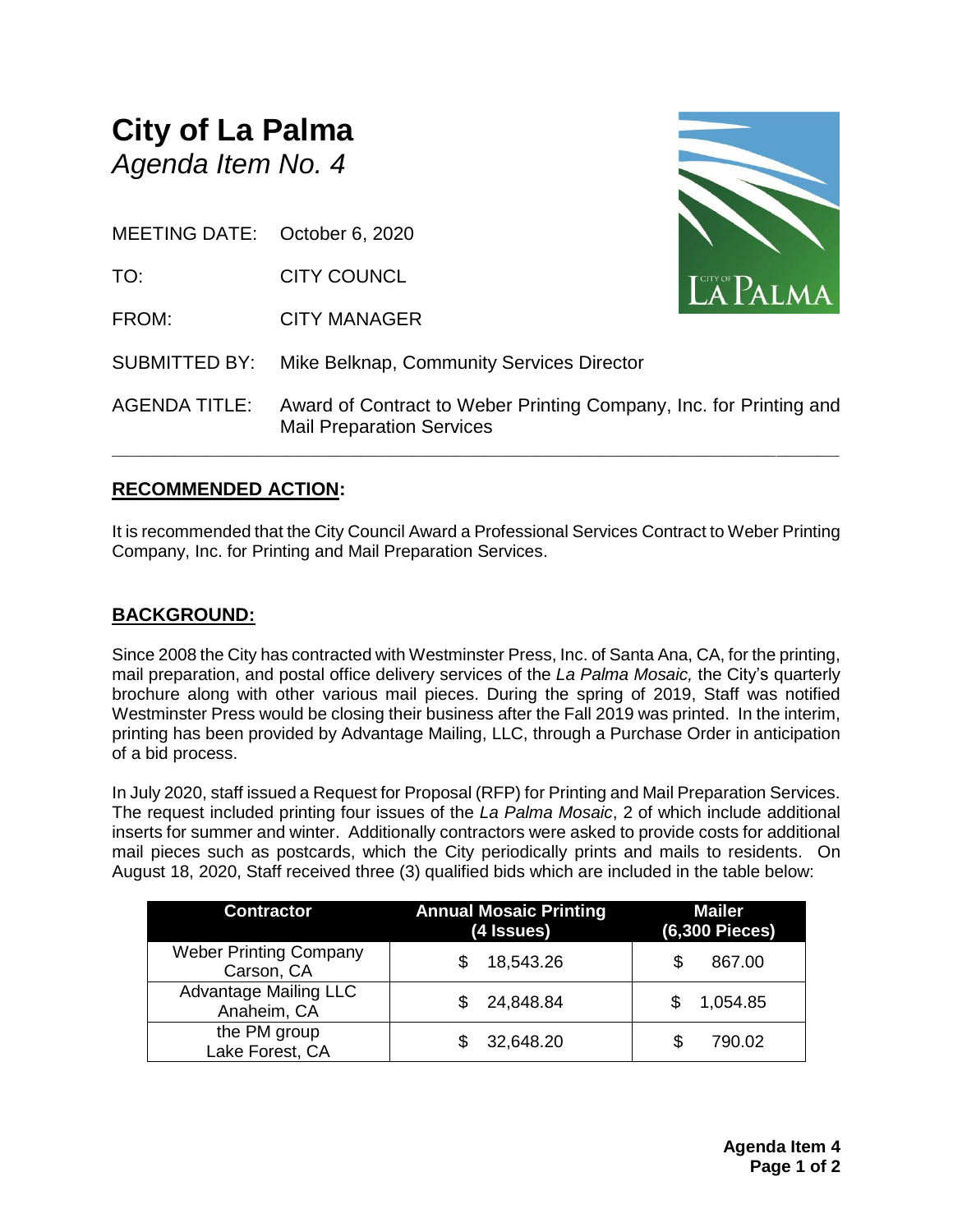# City of La Palma

*Agenda Item No. 4*

MEETING DATE: October 6, 2020

TO: CITY COUNCL

FROM: CITY MANAGER

SUBMITTED BY: Mike Belknap, Community Services Director

AGENDA TITLE: Award of Contract to Weber Printing Company, Inc. for Printing and Mail Preparation Services

---

## RECOMMENDED ACTION:

It is recommended that the City Council Award a Professional Services Contract to Weber Printing Company, Inc. for Printing and Mail Preparation Services.

## BACKGROUND:

Since 2008 the City has contracted with Westminster Press, Inc. of Santa Ana, CA, for the printing, mail preparation, and postal office delivery services of the *La Palma Mosaic,* the City's quarterly brochure along with other various mail pieces. During the spring of 2019, Staff was notified Westminster Press would be closing their business after the Fall 2019 was printed. In the interim, printing has been provided by Advantage Mailing, LLC, through a Purchase Order in anticipation of a bid process.

In July 2020, staff issued a Request for Proposal (RFP) for Printing and Mail Preparation Services. The request included printing four issues of the *La Palma Mosaic*, 2 of which include additional inserts for summer and winter. Additionally contractors were asked to provide costs for additional mail pieces such as postcards, which the City periodically prints and mails to residents. On August 18, 2020, Staff received three (3) qualified bids which are included in the table below:

| Contractor | Annual Mosaic Printing (4 Issues) | Mailer (6,300 Pieces) |
|---|---|---|
| Weber Printing Company Carson, CA | $ 18,543.26 | $ 867.00 |
| Advantage Mailing LLC Anaheim, CA | $ 24,848.84 | $ 1,054.85 |
| the PM group Lake Forest, CA | $ 32,648.20 | $ 790.02 |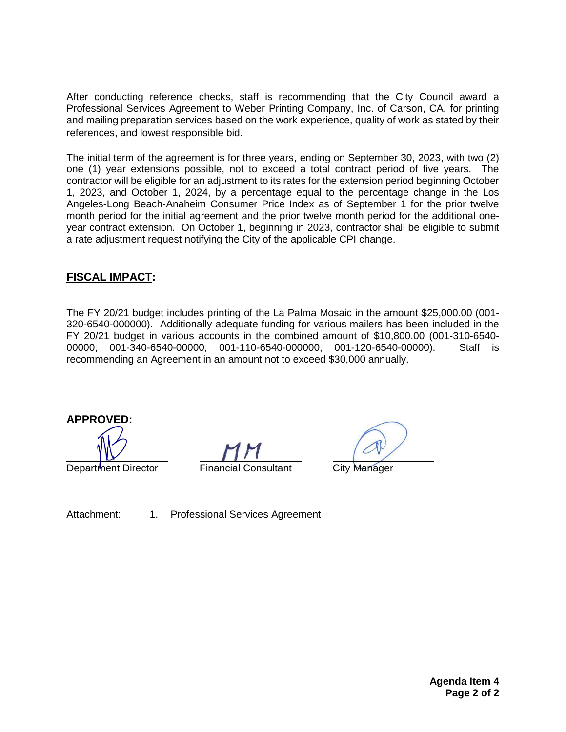After conducting reference checks, staff is recommending that the City Council award a Professional Services Agreement to Weber Printing Company, Inc. of Carson, CA, for printing and mailing preparation services based on the work experience, quality of work as stated by their references, and lowest responsible bid.

The initial term of the agreement is for three years, ending on September 30, 2023, with two (2) one (1) year extensions possible, not to exceed a total contract period of five years. The contractor will be eligible for an adjustment to its rates for the extension period beginning October 1, 2023, and October 1, 2024, by a percentage equal to the percentage change in the Los Angeles-Long Beach-Anaheim Consumer Price Index as of September 1 for the prior twelve month period for the initial agreement and the prior twelve month period for the additional one-year contract extension. On October 1, beginning in 2023, contractor shall be eligible to submit a rate adjustment request notifying the City of the applicable CPI change.

## FISCAL IMPACT:

The FY 20/21 budget includes printing of the La Palma Mosaic in the amount $25,000.00 (001-320-6540-000000). Additionally adequate funding for various mailers has been included in the FY 20/21 budget in various accounts in the combined amount of $10,800.00 (001-310-6540-00000; 001-340-6540-00000; 001-110-6540-000000; 001-120-6540-00000). Staff is recommending an Agreement in an amount not to exceed $30,000 annually.

**APPROVED:**

Department Director    Financial Consultant    City Manager

Attachment: 1. Professional Services Agreement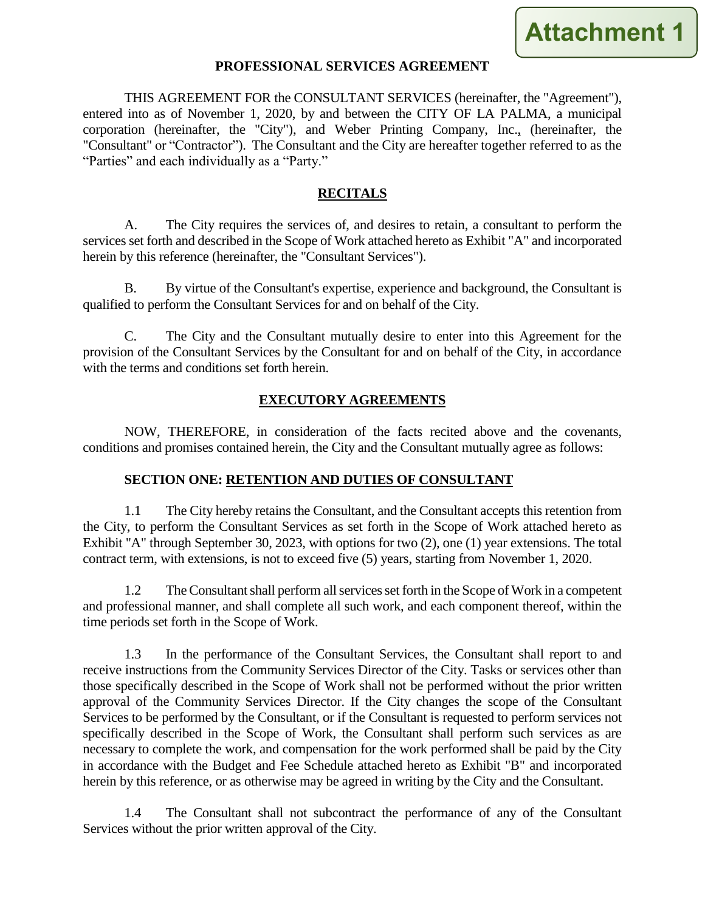Attachment 1

# PROFESSIONAL SERVICES AGREEMENT

THIS AGREEMENT FOR the CONSULTANT SERVICES (hereinafter, the "Agreement"), entered into as of November 1, 2020, by and between the CITY OF LA PALMA, a municipal corporation (hereinafter, the "City"), and Weber Printing Company, Inc., (hereinafter, the "Consultant" or "Contractor"). The Consultant and the City are hereafter together referred to as the "Parties" and each individually as a "Party."

## RECITALS

A. The City requires the services of, and desires to retain, a consultant to perform the services set forth and described in the Scope of Work attached hereto as Exhibit "A" and incorporated herein by this reference (hereinafter, the "Consultant Services").

B. By virtue of the Consultant's expertise, experience and background, the Consultant is qualified to perform the Consultant Services for and on behalf of the City.

C. The City and the Consultant mutually desire to enter into this Agreement for the provision of the Consultant Services by the Consultant for and on behalf of the City, in accordance with the terms and conditions set forth herein.

## EXECUTORY AGREEMENTS

NOW, THEREFORE, in consideration of the facts recited above and the covenants, conditions and promises contained herein, the City and the Consultant mutually agree as follows:

### SECTION ONE: RETENTION AND DUTIES OF CONSULTANT

1.1 The City hereby retains the Consultant, and the Consultant accepts this retention from the City, to perform the Consultant Services as set forth in the Scope of Work attached hereto as Exhibit "A" through September 30, 2023, with options for two (2), one (1) year extensions. The total contract term, with extensions, is not to exceed five (5) years, starting from November 1, 2020.

1.2 The Consultant shall perform all services set forth in the Scope of Work in a competent and professional manner, and shall complete all such work, and each component thereof, within the time periods set forth in the Scope of Work.

1.3 In the performance of the Consultant Services, the Consultant shall report to and receive instructions from the Community Services Director of the City. Tasks or services other than those specifically described in the Scope of Work shall not be performed without the prior written approval of the Community Services Director. If the City changes the scope of the Consultant Services to be performed by the Consultant, or if the Consultant is requested to perform services not specifically described in the Scope of Work, the Consultant shall perform such services as are necessary to complete the work, and compensation for the work performed shall be paid by the City in accordance with the Budget and Fee Schedule attached hereto as Exhibit "B" and incorporated herein by this reference, or as otherwise may be agreed in writing by the City and the Consultant.

1.4 The Consultant shall not subcontract the performance of any of the Consultant Services without the prior written approval of the City.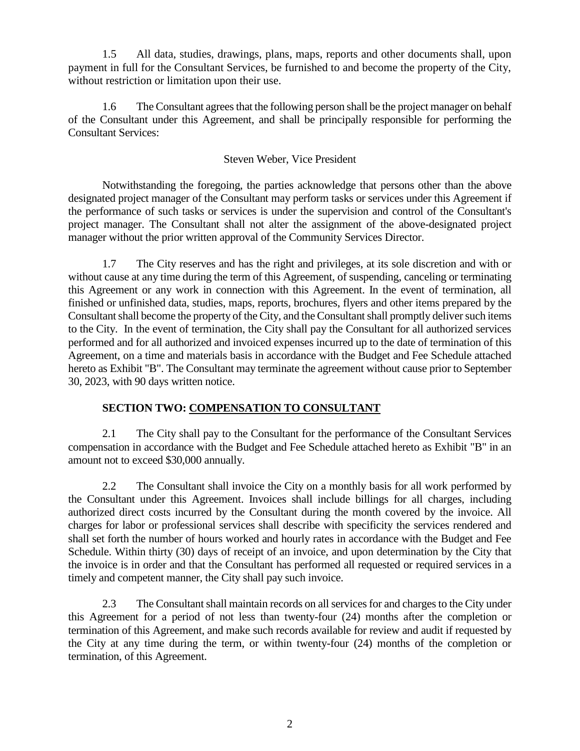1.5 All data, studies, drawings, plans, maps, reports and other documents shall, upon payment in full for the Consultant Services, be furnished to and become the property of the City, without restriction or limitation upon their use.

1.6 The Consultant agrees that the following person shall be the project manager on behalf of the Consultant under this Agreement, and shall be principally responsible for performing the Consultant Services:

Steven Weber, Vice President

Notwithstanding the foregoing, the parties acknowledge that persons other than the above designated project manager of the Consultant may perform tasks or services under this Agreement if the performance of such tasks or services is under the supervision and control of the Consultant's project manager. The Consultant shall not alter the assignment of the above-designated project manager without the prior written approval of the Community Services Director.

1.7 The City reserves and has the right and privileges, at its sole discretion and with or without cause at any time during the term of this Agreement, of suspending, canceling or terminating this Agreement or any work in connection with this Agreement. In the event of termination, all finished or unfinished data, studies, maps, reports, brochures, flyers and other items prepared by the Consultant shall become the property of the City, and the Consultant shall promptly deliver such items to the City. In the event of termination, the City shall pay the Consultant for all authorized services performed and for all authorized and invoiced expenses incurred up to the date of termination of this Agreement, on a time and materials basis in accordance with the Budget and Fee Schedule attached hereto as Exhibit "B". The Consultant may terminate the agreement without cause prior to September 30, 2023, with 90 days written notice.

## SECTION TWO: <u>COMPENSATION TO CONSULTANT</u>

2.1 The City shall pay to the Consultant for the performance of the Consultant Services compensation in accordance with the Budget and Fee Schedule attached hereto as Exhibit "B" in an amount not to exceed $30,000 annually.

2.2 The Consultant shall invoice the City on a monthly basis for all work performed by the Consultant under this Agreement. Invoices shall include billings for all charges, including authorized direct costs incurred by the Consultant during the month covered by the invoice. All charges for labor or professional services shall describe with specificity the services rendered and shall set forth the number of hours worked and hourly rates in accordance with the Budget and Fee Schedule. Within thirty (30) days of receipt of an invoice, and upon determination by the City that the invoice is in order and that the Consultant has performed all requested or required services in a timely and competent manner, the City shall pay such invoice.

2.3 The Consultant shall maintain records on all services for and charges to the City under this Agreement for a period of not less than twenty-four (24) months after the completion or termination of this Agreement, and make such records available for review and audit if requested by the City at any time during the term, or within twenty-four (24) months of the completion or termination, of this Agreement.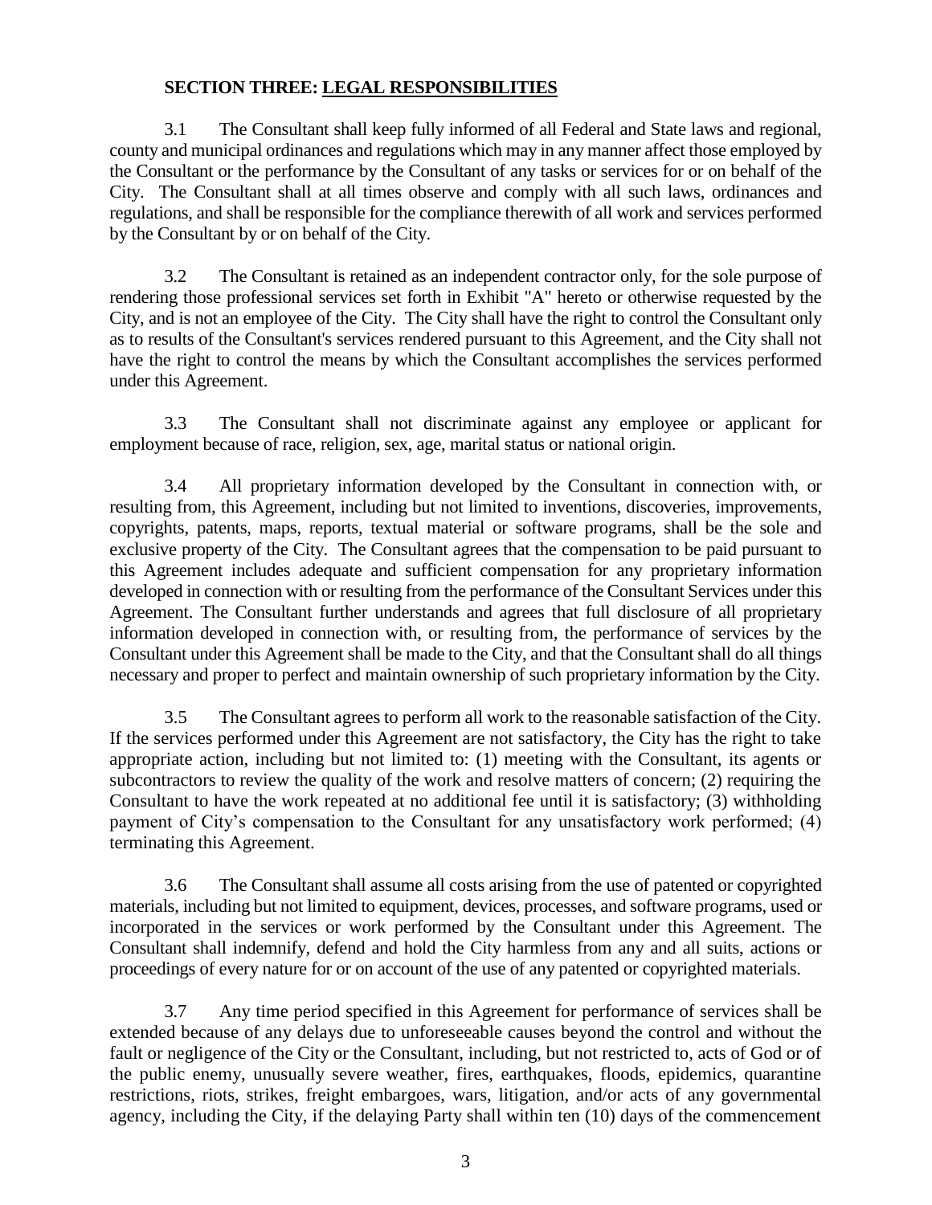## **SECTION THREE: LEGAL RESPONSIBILITIES**

3.1 The Consultant shall keep fully informed of all Federal and State laws and regional, county and municipal ordinances and regulations which may in any manner affect those employed by the Consultant or the performance by the Consultant of any tasks or services for or on behalf of the City. The Consultant shall at all times observe and comply with all such laws, ordinances and regulations, and shall be responsible for the compliance therewith of all work and services performed by the Consultant by or on behalf of the City.

3.2 The Consultant is retained as an independent contractor only, for the sole purpose of rendering those professional services set forth in Exhibit "A" hereto or otherwise requested by the City, and is not an employee of the City. The City shall have the right to control the Consultant only as to results of the Consultant's services rendered pursuant to this Agreement, and the City shall not have the right to control the means by which the Consultant accomplishes the services performed under this Agreement.

3.3 The Consultant shall not discriminate against any employee or applicant for employment because of race, religion, sex, age, marital status or national origin.

3.4 All proprietary information developed by the Consultant in connection with, or resulting from, this Agreement, including but not limited to inventions, discoveries, improvements, copyrights, patents, maps, reports, textual material or software programs, shall be the sole and exclusive property of the City. The Consultant agrees that the compensation to be paid pursuant to this Agreement includes adequate and sufficient compensation for any proprietary information developed in connection with or resulting from the performance of the Consultant Services under this Agreement. The Consultant further understands and agrees that full disclosure of all proprietary information developed in connection with, or resulting from, the performance of services by the Consultant under this Agreement shall be made to the City, and that the Consultant shall do all things necessary and proper to perfect and maintain ownership of such proprietary information by the City.

3.5 The Consultant agrees to perform all work to the reasonable satisfaction of the City. If the services performed under this Agreement are not satisfactory, the City has the right to take appropriate action, including but not limited to: (1) meeting with the Consultant, its agents or subcontractors to review the quality of the work and resolve matters of concern; (2) requiring the Consultant to have the work repeated at no additional fee until it is satisfactory; (3) withholding payment of City's compensation to the Consultant for any unsatisfactory work performed; (4) terminating this Agreement.

3.6 The Consultant shall assume all costs arising from the use of patented or copyrighted materials, including but not limited to equipment, devices, processes, and software programs, used or incorporated in the services or work performed by the Consultant under this Agreement. The Consultant shall indemnify, defend and hold the City harmless from any and all suits, actions or proceedings of every nature for or on account of the use of any patented or copyrighted materials.

3.7 Any time period specified in this Agreement for performance of services shall be extended because of any delays due to unforeseeable causes beyond the control and without the fault or negligence of the City or the Consultant, including, but not restricted to, acts of God or of the public enemy, unusually severe weather, fires, earthquakes, floods, epidemics, quarantine restrictions, riots, strikes, freight embargoes, wars, litigation, and/or acts of any governmental agency, including the City, if the delaying Party shall within ten (10) days of the commencement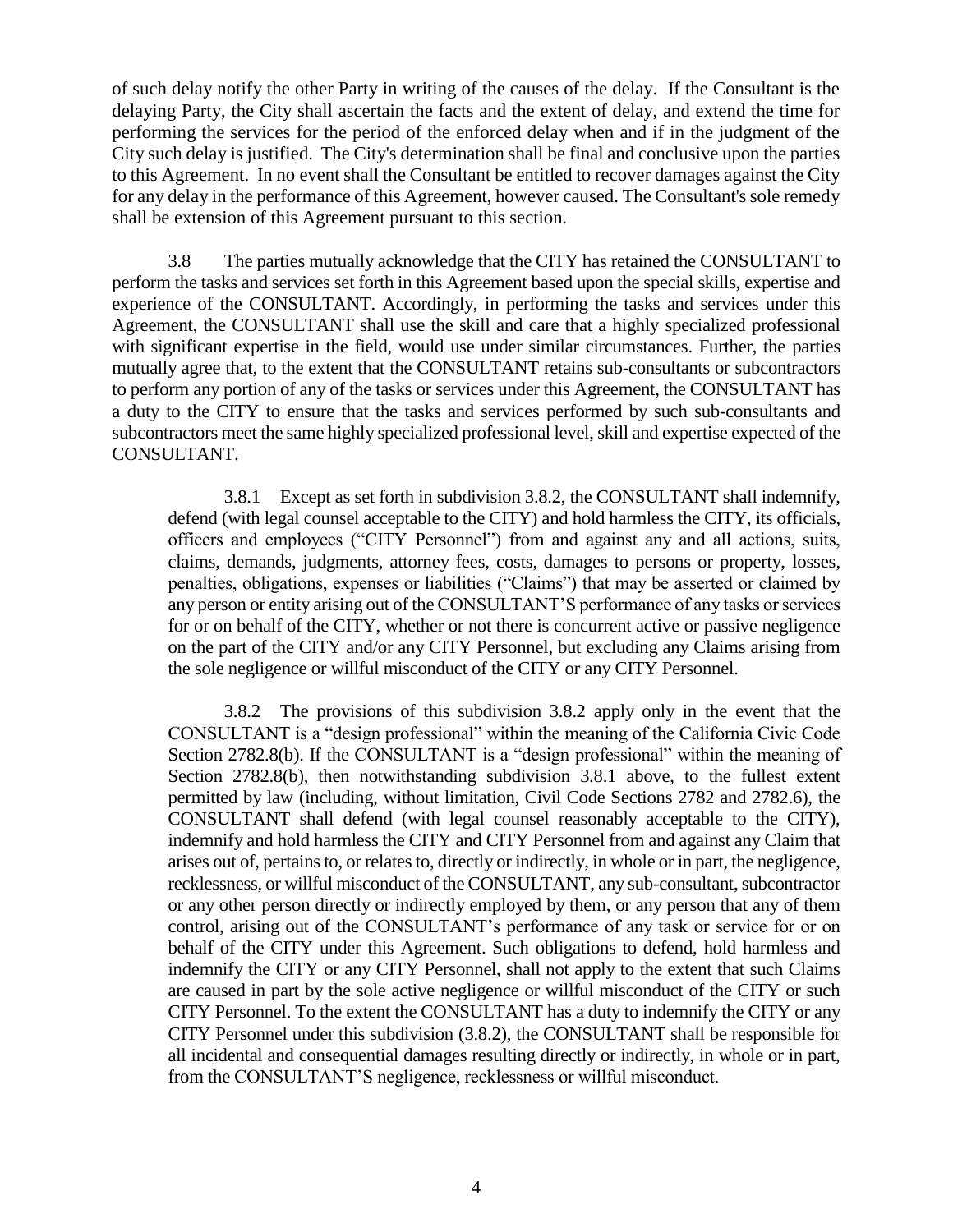of such delay notify the other Party in writing of the causes of the delay. If the Consultant is the delaying Party, the City shall ascertain the facts and the extent of delay, and extend the time for performing the services for the period of the enforced delay when and if in the judgment of the City such delay is justified. The City's determination shall be final and conclusive upon the parties to this Agreement. In no event shall the Consultant be entitled to recover damages against the City for any delay in the performance of this Agreement, however caused. The Consultant's sole remedy shall be extension of this Agreement pursuant to this section.

3.8 The parties mutually acknowledge that the CITY has retained the CONSULTANT to perform the tasks and services set forth in this Agreement based upon the special skills, expertise and experience of the CONSULTANT. Accordingly, in performing the tasks and services under this Agreement, the CONSULTANT shall use the skill and care that a highly specialized professional with significant expertise in the field, would use under similar circumstances. Further, the parties mutually agree that, to the extent that the CONSULTANT retains sub-consultants or subcontractors to perform any portion of any of the tasks or services under this Agreement, the CONSULTANT has a duty to the CITY to ensure that the tasks and services performed by such sub-consultants and subcontractors meet the same highly specialized professional level, skill and expertise expected of the CONSULTANT.

3.8.1 Except as set forth in subdivision 3.8.2, the CONSULTANT shall indemnify, defend (with legal counsel acceptable to the CITY) and hold harmless the CITY, its officials, officers and employees ("CITY Personnel") from and against any and all actions, suits, claims, demands, judgments, attorney fees, costs, damages to persons or property, losses, penalties, obligations, expenses or liabilities ("Claims") that may be asserted or claimed by any person or entity arising out of the CONSULTANT'S performance of any tasks or services for or on behalf of the CITY, whether or not there is concurrent active or passive negligence on the part of the CITY and/or any CITY Personnel, but excluding any Claims arising from the sole negligence or willful misconduct of the CITY or any CITY Personnel.

3.8.2 The provisions of this subdivision 3.8.2 apply only in the event that the CONSULTANT is a "design professional" within the meaning of the California Civic Code Section 2782.8(b). If the CONSULTANT is a "design professional" within the meaning of Section 2782.8(b), then notwithstanding subdivision 3.8.1 above, to the fullest extent permitted by law (including, without limitation, Civil Code Sections 2782 and 2782.6), the CONSULTANT shall defend (with legal counsel reasonably acceptable to the CITY), indemnify and hold harmless the CITY and CITY Personnel from and against any Claim that arises out of, pertains to, or relates to, directly or indirectly, in whole or in part, the negligence, recklessness, or willful misconduct of the CONSULTANT, any sub-consultant, subcontractor or any other person directly or indirectly employed by them, or any person that any of them control, arising out of the CONSULTANT's performance of any task or service for or on behalf of the CITY under this Agreement. Such obligations to defend, hold harmless and indemnify the CITY or any CITY Personnel, shall not apply to the extent that such Claims are caused in part by the sole active negligence or willful misconduct of the CITY or such CITY Personnel. To the extent the CONSULTANT has a duty to indemnify the CITY or any CITY Personnel under this subdivision (3.8.2), the CONSULTANT shall be responsible for all incidental and consequential damages resulting directly or indirectly, in whole or in part, from the CONSULTANT'S negligence, recklessness or willful misconduct.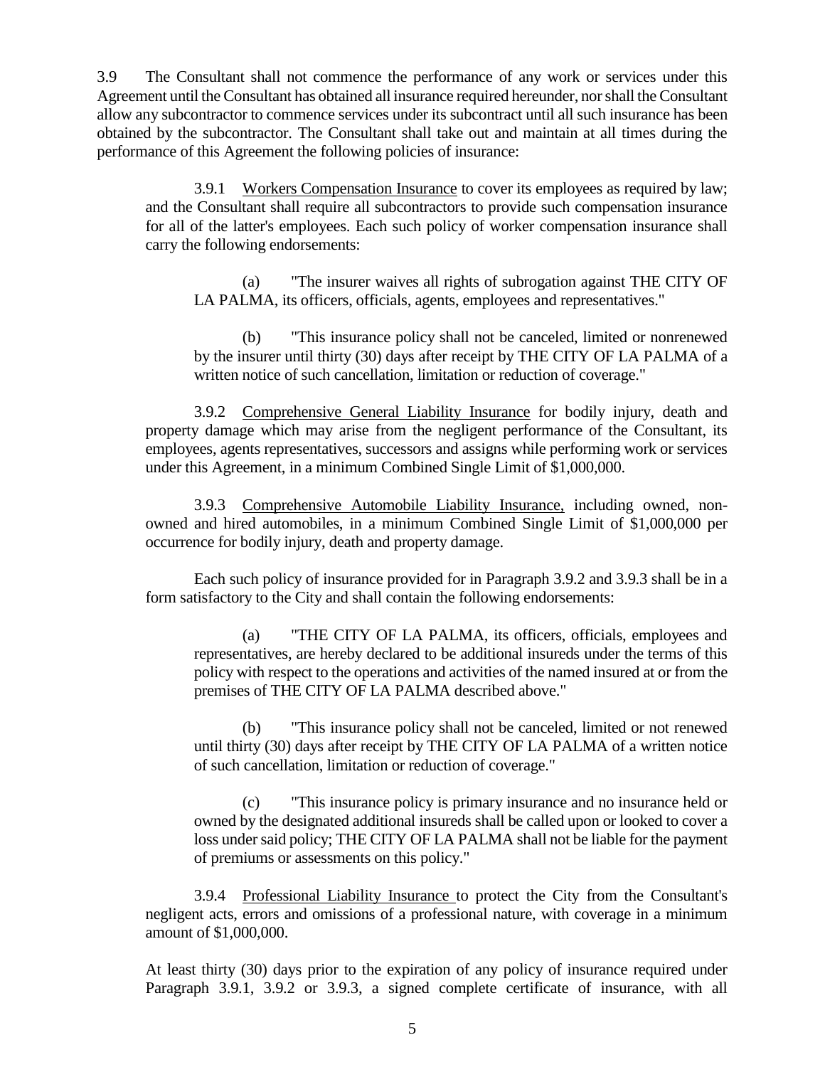3.9 The Consultant shall not commence the performance of any work or services under this Agreement until the Consultant has obtained all insurance required hereunder, nor shall the Consultant allow any subcontractor to commence services under its subcontract until all such insurance has been obtained by the subcontractor. The Consultant shall take out and maintain at all times during the performance of this Agreement the following policies of insurance:

3.9.1 Workers Compensation Insurance to cover its employees as required by law; and the Consultant shall require all subcontractors to provide such compensation insurance for all of the latter's employees. Each such policy of worker compensation insurance shall carry the following endorsements:

(a) "The insurer waives all rights of subrogation against THE CITY OF LA PALMA, its officers, officials, agents, employees and representatives."

(b) "This insurance policy shall not be canceled, limited or nonrenewed by the insurer until thirty (30) days after receipt by THE CITY OF LA PALMA of a written notice of such cancellation, limitation or reduction of coverage."

3.9.2 Comprehensive General Liability Insurance for bodily injury, death and property damage which may arise from the negligent performance of the Consultant, its employees, agents representatives, successors and assigns while performing work or services under this Agreement, in a minimum Combined Single Limit of $1,000,000.

3.9.3 Comprehensive Automobile Liability Insurance, including owned, non-owned and hired automobiles, in a minimum Combined Single Limit of $1,000,000 per occurrence for bodily injury, death and property damage.

Each such policy of insurance provided for in Paragraph 3.9.2 and 3.9.3 shall be in a form satisfactory to the City and shall contain the following endorsements:

(a) "THE CITY OF LA PALMA, its officers, officials, employees and representatives, are hereby declared to be additional insureds under the terms of this policy with respect to the operations and activities of the named insured at or from the premises of THE CITY OF LA PALMA described above."

(b) "This insurance policy shall not be canceled, limited or not renewed until thirty (30) days after receipt by THE CITY OF LA PALMA of a written notice of such cancellation, limitation or reduction of coverage."

(c) "This insurance policy is primary insurance and no insurance held or owned by the designated additional insureds shall be called upon or looked to cover a loss under said policy; THE CITY OF LA PALMA shall not be liable for the payment of premiums or assessments on this policy."

3.9.4 Professional Liability Insurance to protect the City from the Consultant's negligent acts, errors and omissions of a professional nature, with coverage in a minimum amount of $1,000,000.

At least thirty (30) days prior to the expiration of any policy of insurance required under Paragraph 3.9.1, 3.9.2 or 3.9.3, a signed complete certificate of insurance, with all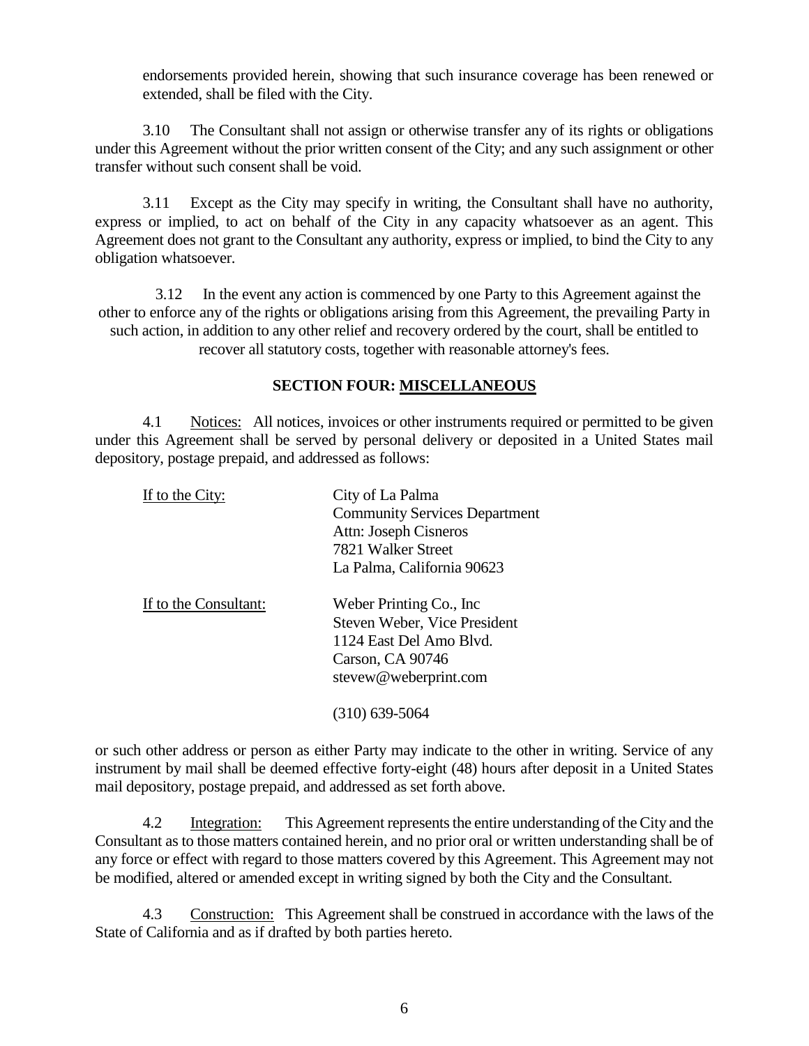endorsements provided herein, showing that such insurance coverage has been renewed or extended, shall be filed with the City.

3.10 The Consultant shall not assign or otherwise transfer any of its rights or obligations under this Agreement without the prior written consent of the City; and any such assignment or other transfer without such consent shall be void.

3.11 Except as the City may specify in writing, the Consultant shall have no authority, express or implied, to act on behalf of the City in any capacity whatsoever as an agent. This Agreement does not grant to the Consultant any authority, express or implied, to bind the City to any obligation whatsoever.

3.12 In the event any action is commenced by one Party to this Agreement against the other to enforce any of the rights or obligations arising from this Agreement, the prevailing Party in such action, in addition to any other relief and recovery ordered by the court, shall be entitled to recover all statutory costs, together with reasonable attorney's fees.

## SECTION FOUR: MISCELLANEOUS

4.1 Notices: All notices, invoices or other instruments required or permitted to be given under this Agreement shall be served by personal delivery or deposited in a United States mail depository, postage prepaid, and addressed as follows:

If to the City:

City of La Palma
Community Services Department
Attn: Joseph Cisneros
7821 Walker Street
La Palma, California 90623

If to the Consultant:

Weber Printing Co., Inc
Steven Weber, Vice President
1124 East Del Amo Blvd.
Carson, CA 90746
stevew@weberprint.com

(310) 639-5064

or such other address or person as either Party may indicate to the other in writing. Service of any instrument by mail shall be deemed effective forty-eight (48) hours after deposit in a United States mail depository, postage prepaid, and addressed as set forth above.

4.2 Integration: This Agreement represents the entire understanding of the City and the Consultant as to those matters contained herein, and no prior oral or written understanding shall be of any force or effect with regard to those matters covered by this Agreement. This Agreement may not be modified, altered or amended except in writing signed by both the City and the Consultant.

4.3 Construction: This Agreement shall be construed in accordance with the laws of the State of California and as if drafted by both parties hereto.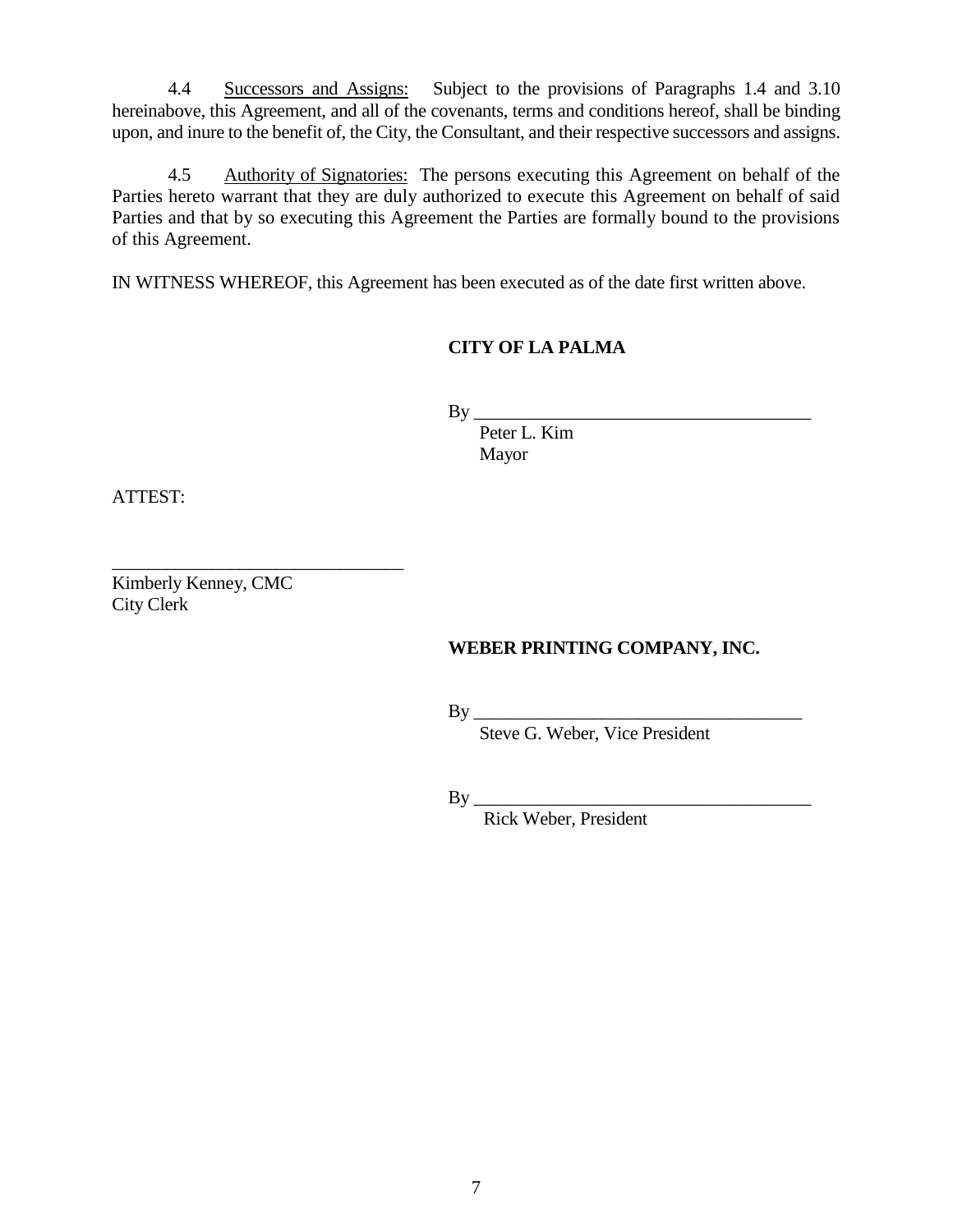4.4 Successors and Assigns: Subject to the provisions of Paragraphs 1.4 and 3.10 hereinabove, this Agreement, and all of the covenants, terms and conditions hereof, shall be binding upon, and inure to the benefit of, the City, the Consultant, and their respective successors and assigns.

4.5 Authority of Signatories: The persons executing this Agreement on behalf of the Parties hereto warrant that they are duly authorized to execute this Agreement on behalf of said Parties and that by so executing this Agreement the Parties are formally bound to the provisions of this Agreement.

IN WITNESS WHEREOF, this Agreement has been executed as of the date first written above.

**CITY OF LA PALMA**

By ______________________________________
Peter L. Kim
Mayor

ATTEST:

________________________________
Kimberly Kenney, CMC
City Clerk

**WEBER PRINTING COMPANY, INC.**

By ______________________________________
Steve G. Weber, Vice President

By ______________________________________
Rick Weber, President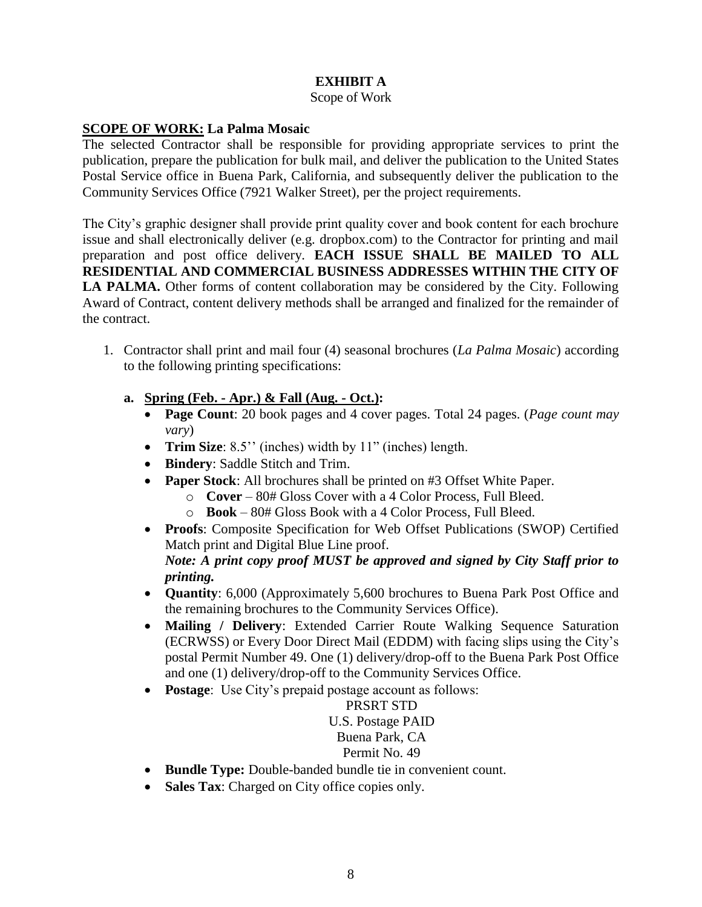# EXHIBIT A

Scope of Work

**SCOPE OF WORK:** **La Palma Mosaic**

The selected Contractor shall be responsible for providing appropriate services to print the publication, prepare the publication for bulk mail, and deliver the publication to the United States Postal Service office in Buena Park, California, and subsequently deliver the publication to the Community Services Office (7921 Walker Street), per the project requirements.

The City's graphic designer shall provide print quality cover and book content for each brochure issue and shall electronically deliver (e.g. dropbox.com) to the Contractor for printing and mail preparation and post office delivery. **EACH ISSUE SHALL BE MAILED TO ALL RESIDENTIAL AND COMMERCIAL BUSINESS ADDRESSES WITHIN THE CITY OF LA PALMA.** Other forms of content collaboration may be considered by the City. Following Award of Contract, content delivery methods shall be arranged and finalized for the remainder of the contract.

1. Contractor shall print and mail four (4) seasonal brochures (*La Palma Mosaic*) according to the following printing specifications:

   **a. Spring (Feb. - Apr.) & Fall (Aug. - Oct.):**

   - **Page Count**: 20 book pages and 4 cover pages. Total 24 pages. (*Page count may vary*)
   - **Trim Size**: 8.5'' (inches) width by 11" (inches) length.
   - **Bindery**: Saddle Stitch and Trim.
   - **Paper Stock**: All brochures shall be printed on #3 Offset White Paper.
     - **Cover** – 80# Gloss Cover with a 4 Color Process, Full Bleed.
     - **Book** – 80# Gloss Book with a 4 Color Process, Full Bleed.
   - **Proofs**: Composite Specification for Web Offset Publications (SWOP) Certified Match print and Digital Blue Line proof.
     ***Note: A print copy proof MUST be approved and signed by City Staff prior to printing.***
   - **Quantity**: 6,000 (Approximately 5,600 brochures to Buena Park Post Office and the remaining brochures to the Community Services Office).
   - **Mailing / Delivery**: Extended Carrier Route Walking Sequence Saturation (ECRWSS) or Every Door Direct Mail (EDDM) with facing slips using the City's postal Permit Number 49. One (1) delivery/drop-off to the Buena Park Post Office and one (1) delivery/drop-off to the Community Services Office.
   - **Postage**: Use City's prepaid postage account as follows:

     PRSRT STD
     U.S. Postage PAID
     Buena Park, CA
     Permit No. 49
   - **Bundle Type:** Double-banded bundle tie in convenient count.
   - **Sales Tax**: Charged on City office copies only.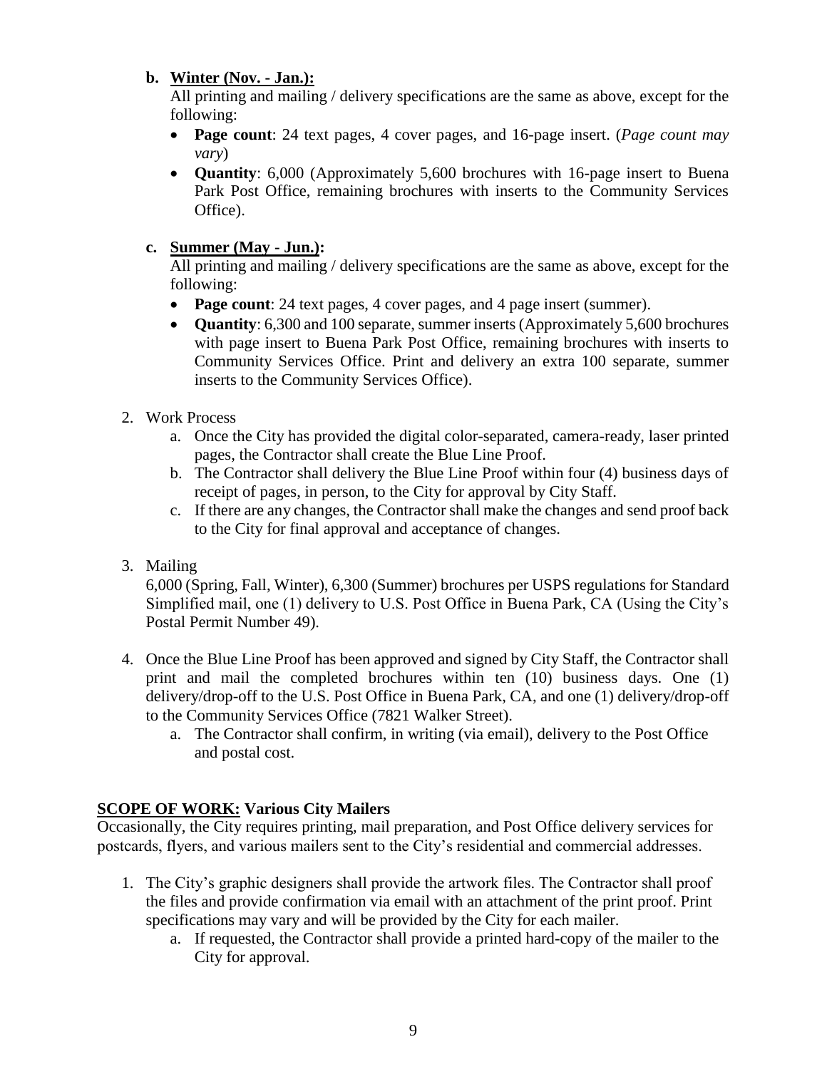**b. Winter (Nov. - Jan.):**

All printing and mailing / delivery specifications are the same as above, except for the following:

- **Page count**: 24 text pages, 4 cover pages, and 16-page insert. (*Page count may vary*)
- **Quantity**: 6,000 (Approximately 5,600 brochures with 16-page insert to Buena Park Post Office, remaining brochures with inserts to the Community Services Office).

**c. Summer (May - Jun.):**

All printing and mailing / delivery specifications are the same as above, except for the following:

- **Page count**: 24 text pages, 4 cover pages, and 4 page insert (summer).
- **Quantity**: 6,300 and 100 separate, summer inserts (Approximately 5,600 brochures with page insert to Buena Park Post Office, remaining brochures with inserts to Community Services Office. Print and delivery an extra 100 separate, summer inserts to the Community Services Office).

2. Work Process
   a. Once the City has provided the digital color-separated, camera-ready, laser printed pages, the Contractor shall create the Blue Line Proof.
   b. The Contractor shall delivery the Blue Line Proof within four (4) business days of receipt of pages, in person, to the City for approval by City Staff.
   c. If there are any changes, the Contractor shall make the changes and send proof back to the City for final approval and acceptance of changes.

3. Mailing

   6,000 (Spring, Fall, Winter), 6,300 (Summer) brochures per USPS regulations for Standard Simplified mail, one (1) delivery to U.S. Post Office in Buena Park, CA (Using the City's Postal Permit Number 49).

4. Once the Blue Line Proof has been approved and signed by City Staff, the Contractor shall print and mail the completed brochures within ten (10) business days. One (1) delivery/drop-off to the U.S. Post Office in Buena Park, CA, and one (1) delivery/drop-off to the Community Services Office (7821 Walker Street).
   a. The Contractor shall confirm, in writing (via email), delivery to the Post Office and postal cost.

**SCOPE OF WORK: Various City Mailers**

Occasionally, the City requires printing, mail preparation, and Post Office delivery services for postcards, flyers, and various mailers sent to the City's residential and commercial addresses.

1. The City's graphic designers shall provide the artwork files. The Contractor shall proof the files and provide confirmation via email with an attachment of the print proof. Print specifications may vary and will be provided by the City for each mailer.
   a. If requested, the Contractor shall provide a printed hard-copy of the mailer to the City for approval.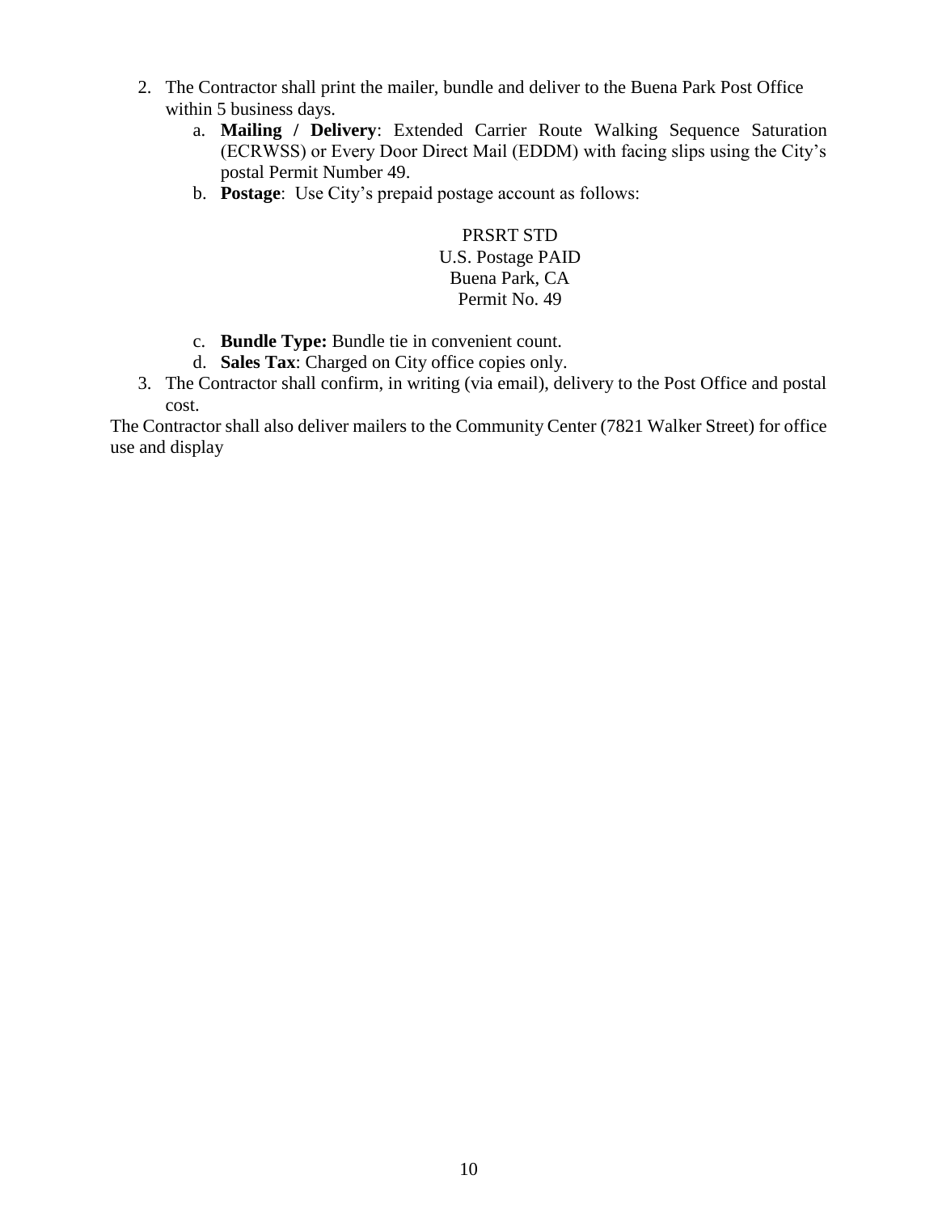2. The Contractor shall print the mailer, bundle and deliver to the Buena Park Post Office within 5 business days.
   a. **Mailing / Delivery**: Extended Carrier Route Walking Sequence Saturation (ECRWSS) or Every Door Direct Mail (EDDM) with facing slips using the City's postal Permit Number 49.
   b. **Postage**: Use City's prepaid postage account as follows:

      PRSRT STD
      U.S. Postage PAID
      Buena Park, CA
      Permit No. 49

   c. **Bundle Type:** Bundle tie in convenient count.
   d. **Sales Tax**: Charged on City office copies only.
3. The Contractor shall confirm, in writing (via email), delivery to the Post Office and postal cost.

The Contractor shall also deliver mailers to the Community Center (7821 Walker Street) for office use and display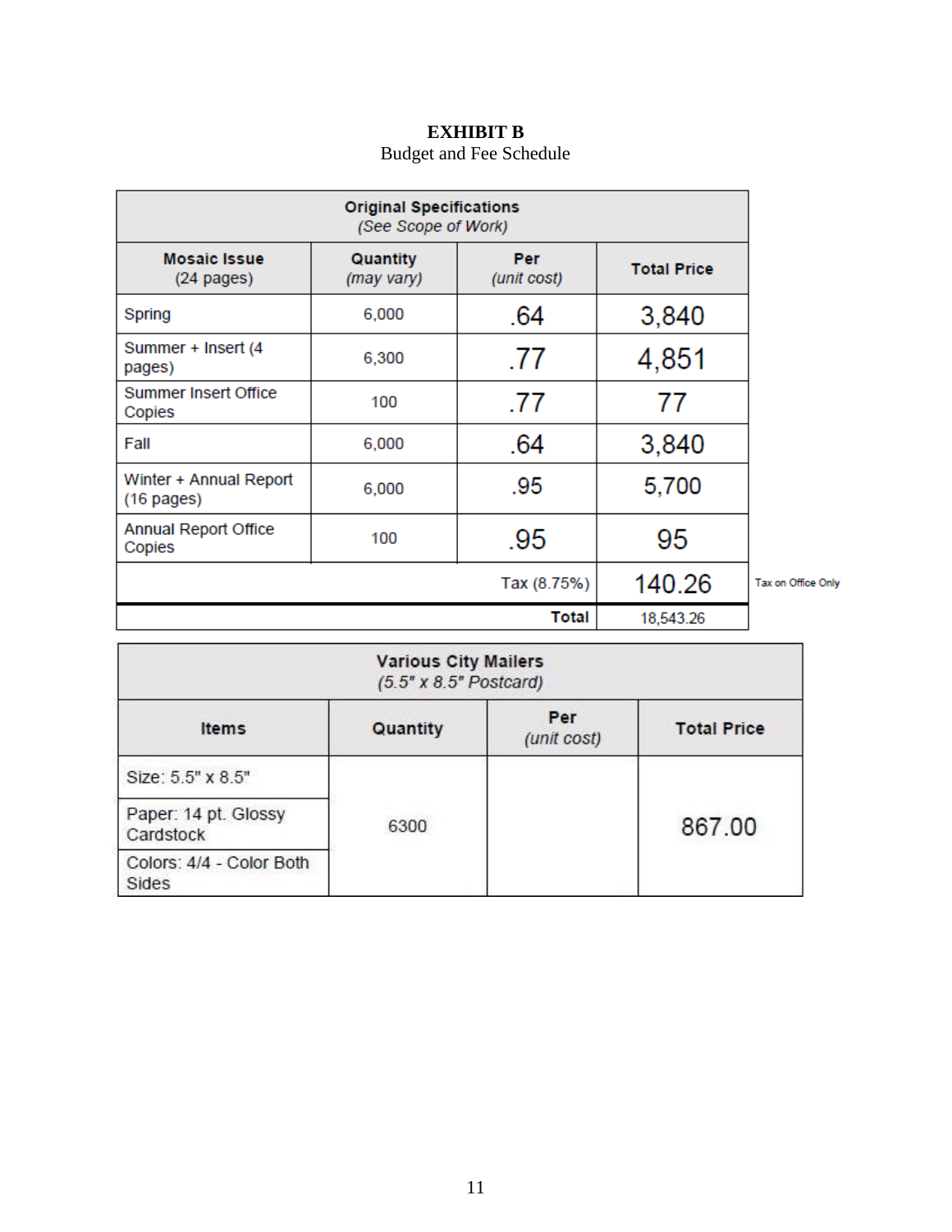**EXHIBIT B**

Budget and Fee Schedule

| Original Specifications (See Scope of Work) | | | | |
|---|---|---|---|---|
| **Mosaic Issue** (24 pages) | **Quantity** *(may vary)* | **Per** *(unit cost)* | **Total Price** | |
| Spring | 6,000 | .64 | 3,840 | |
| Summer + Insert (4 pages) | 6,300 | .77 | 4,851 | |
| Summer Insert Office Copies | 100 | .77 | 77 | |
| Fall | 6,000 | .64 | 3,840 | |
| Winter + Annual Report (16 pages) | 6,000 | .95 | 5,700 | |
| Annual Report Office Copies | 100 | .95 | 95 | |
| | | Tax (8.75%) | 140.26 | Tax on Office Only |
| | | **Total** | 18,543.26 | |

| Various City Mailers (5.5" x 8.5" Postcard) | | | |
|---|---|---|---|
| **Items** | **Quantity** | **Per** *(unit cost)* | **Total Price** |
| Size: 5.5" x 8.5" | 6300 | | 867.00 |
| Paper: 14 pt. Glossy Cardstock | | | |
| Colors: 4/4 - Color Both Sides | | | |